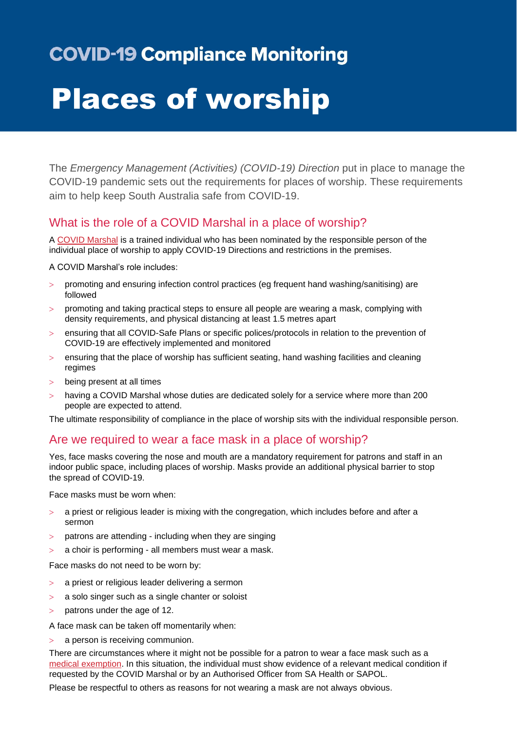## COVID-19 Compliance Monitoring

# Places of worship

The *Emergency Management (Activities) (COVID-19) Direction* put in place to manage the COVID-19 pandemic sets out the requirements for places of worship. These requirements aim to help keep South Australia safe from COVID-19.

## What is the role of a COVID Marshal in a place of worship?

A COVID Marshal is a trained individual who has been nominated by the responsible person of the individual place of worship to apply COVID-19 Directions and restrictions in the premises.

A COVID Marshal's role includes:

- promoting and ensuring infection control practices (eg frequent hand washing/sanitising) are followed
- promoting and taking practical steps to ensure all people are wearing a mask, complying with density requirements, and physical distancing at least 1.5 metres apart
- ensuring that all COVID-Safe Plans or specific polices/protocols in relation to the prevention of COVID-19 are effectively implemented and monitored
- ensuring that the place of worship has sufficient seating, hand washing facilities and cleaning regimes
- being present at all times
- having a COVID Marshal whose duties are dedicated solely for a service where more than 200 people are expected to attend.

The ultimate responsibility of compliance in the place of worship sits with the individual responsible person.

## Are we required to wear a face mask in a place of worship?

Yes, face masks covering the nose and mouth are a mandatory requirement for patrons and staff in an indoor public space, including places of worship. Masks provide an additional physical barrier to stop the spread of COVID-19.

Face masks must be worn when:

- a priest or religious leader is mixing with the congregation, which includes before and after a sermon
- patrons are attending - including when they are singing
- a choir is performing - all members must wear a mask.

Face masks do not need to be worn by:

- a priest or religious leader delivering a sermon
- a solo singer such as a single chanter or soloist
- patrons under the age of 12.

A face mask can be taken off momentarily when:

- a person is receiving communion.

There are circumstances where it might not be possible for a patron to wear a face mask such as a medical exemption. In this situation, the individual must show evidence of a relevant medical condition if requested by the COVID Marshal or by an Authorised Officer from SA Health or SAPOL.

Please be respectful to others as reasons for not wearing a mask are not always obvious.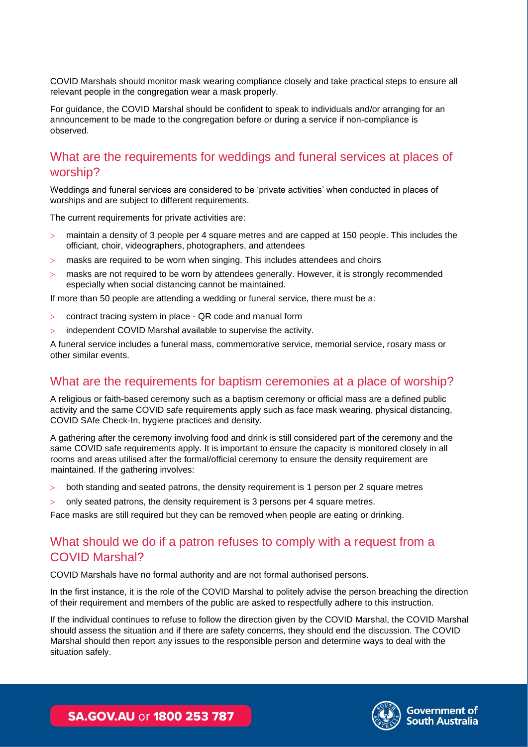COVID Marshals should monitor mask wearing compliance closely and take practical steps to ensure all relevant people in the congregation wear a mask properly.

For guidance, the COVID Marshal should be confident to speak to individuals and/or arranging for an announcement to be made to the congregation before or during a service if non-compliance is observed.

## What are the requirements for weddings and funeral services at places of worship?

Weddings and funeral services are considered to be 'private activities' when conducted in places of worships and are subject to different requirements.

The current requirements for private activities are:

- maintain a density of 3 people per 4 square metres and are capped at 150 people. This includes the officiant, choir, videographers, photographers, and attendees
- masks are required to be worn when singing. This includes attendees and choirs
- masks are not required to be worn by attendees generally. However, it is strongly recommended especially when social distancing cannot be maintained.

If more than 50 people are attending a wedding or funeral service, there must be a:

- contract tracing system in place - QR code and manual form
- independent COVID Marshal available to supervise the activity.

A funeral service includes a funeral mass, commemorative service, memorial service, rosary mass or other similar events.

## What are the requirements for baptism ceremonies at a place of worship?

A religious or faith-based ceremony such as a baptism ceremony or official mass are a defined public activity and the same COVID safe requirements apply such as face mask wearing, physical distancing, COVID SAfe Check-In, hygiene practices and density.

A gathering after the ceremony involving food and drink is still considered part of the ceremony and the same COVID safe requirements apply. It is important to ensure the capacity is monitored closely in all rooms and areas utilised after the formal/official ceremony to ensure the density requirement are maintained. If the gathering involves:

- both standing and seated patrons, the density requirement is 1 person per 2 square metres
- only seated patrons, the density requirement is 3 persons per 4 square metres.

Face masks are still required but they can be removed when people are eating or drinking.

## What should we do if a patron refuses to comply with a request from a COVID Marshal?

COVID Marshals have no formal authority and are not formal authorised persons.

In the first instance, it is the role of the COVID Marshal to politely advise the person breaching the direction of their requirement and members of the public are asked to respectfully adhere to this instruction.

If the individual continues to refuse to follow the direction given by the COVID Marshal, the COVID Marshal should assess the situation and if there are safety concerns, they should end the discussion. The COVID Marshal should then report any issues to the responsible person and determine ways to deal with the situation safely.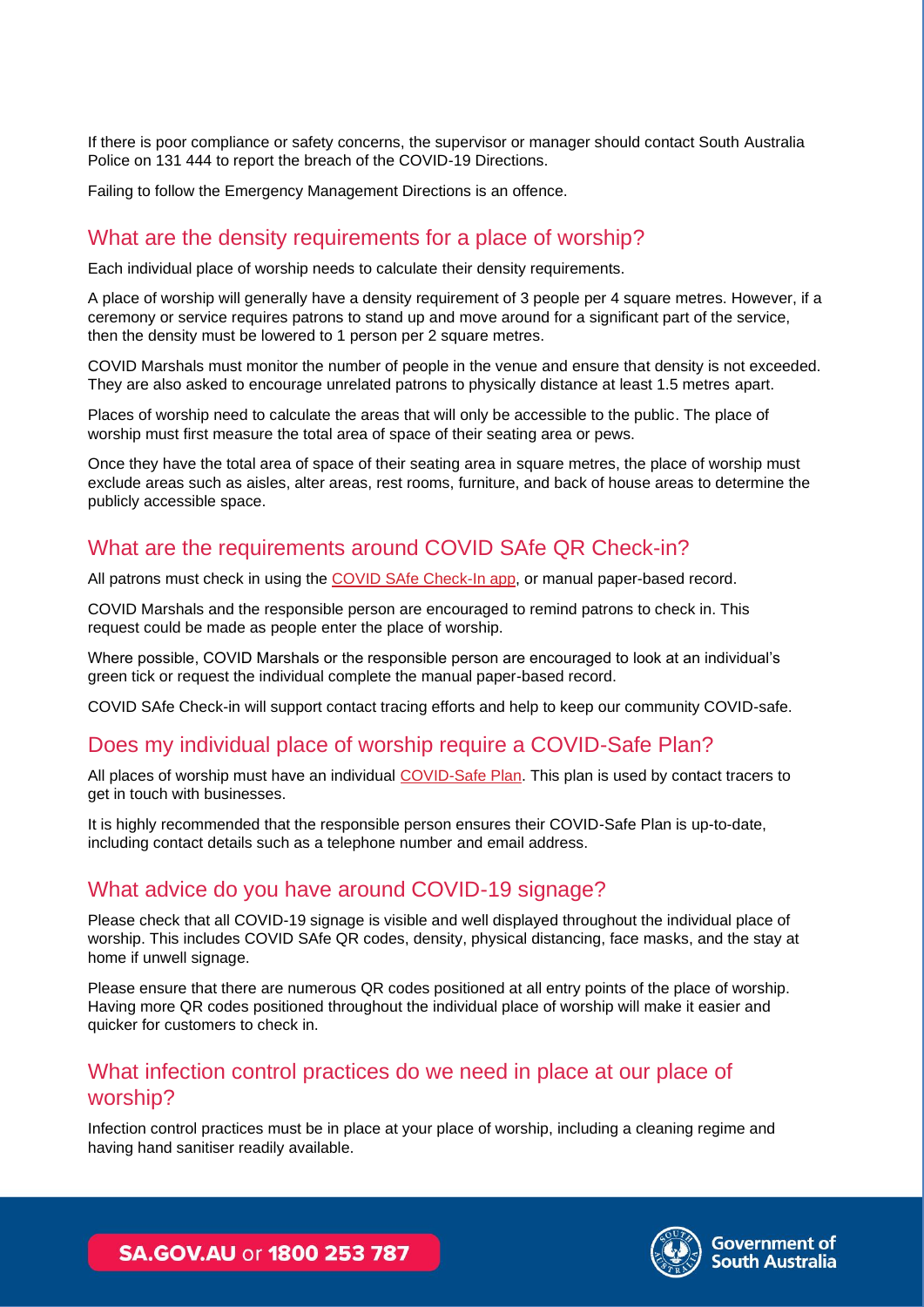If there is poor compliance or safety concerns, the supervisor or manager should contact South Australia Police on 131 444 to report the breach of the COVID-19 Directions.

Failing to follow the Emergency Management Directions is an offence.

## What are the density requirements for a place of worship?

Each individual place of worship needs to calculate their density requirements.

A place of worship will generally have a density requirement of 3 people per 4 square metres. However, if a ceremony or service requires patrons to stand up and move around for a significant part of the service, then the density must be lowered to 1 person per 2 square metres.

COVID Marshals must monitor the number of people in the venue and ensure that density is not exceeded. They are also asked to encourage unrelated patrons to physically distance at least 1.5 metres apart.

Places of worship need to calculate the areas that will only be accessible to the public. The place of worship must first measure the total area of space of their seating area or pews.

Once they have the total area of space of their seating area in square metres, the place of worship must exclude areas such as aisles, alter areas, rest rooms, furniture, and back of house areas to determine the publicly accessible space.

## What are the requirements around COVID SAfe QR Check-in?

All patrons must check in using the COVID SAfe Check-In app, or manual paper-based record.

COVID Marshals and the responsible person are encouraged to remind patrons to check in. This request could be made as people enter the place of worship.

Where possible, COVID Marshals or the responsible person are encouraged to look at an individual's green tick or request the individual complete the manual paper-based record.

COVID SAfe Check-in will support contact tracing efforts and help to keep our community COVID-safe.

## Does my individual place of worship require a COVID-Safe Plan?

All places of worship must have an individual COVID-Safe Plan. This plan is used by contact tracers to get in touch with businesses.

It is highly recommended that the responsible person ensures their COVID-Safe Plan is up-to-date, including contact details such as a telephone number and email address.

## What advice do you have around COVID-19 signage?

Please check that all COVID-19 signage is visible and well displayed throughout the individual place of worship. This includes COVID SAfe QR codes, density, physical distancing, face masks, and the stay at home if unwell signage.

Please ensure that there are numerous QR codes positioned at all entry points of the place of worship. Having more QR codes positioned throughout the individual place of worship will make it easier and quicker for customers to check in.

## What infection control practices do we need in place at our place of worship?

Infection control practices must be in place at your place of worship, including a cleaning regime and having hand sanitiser readily available.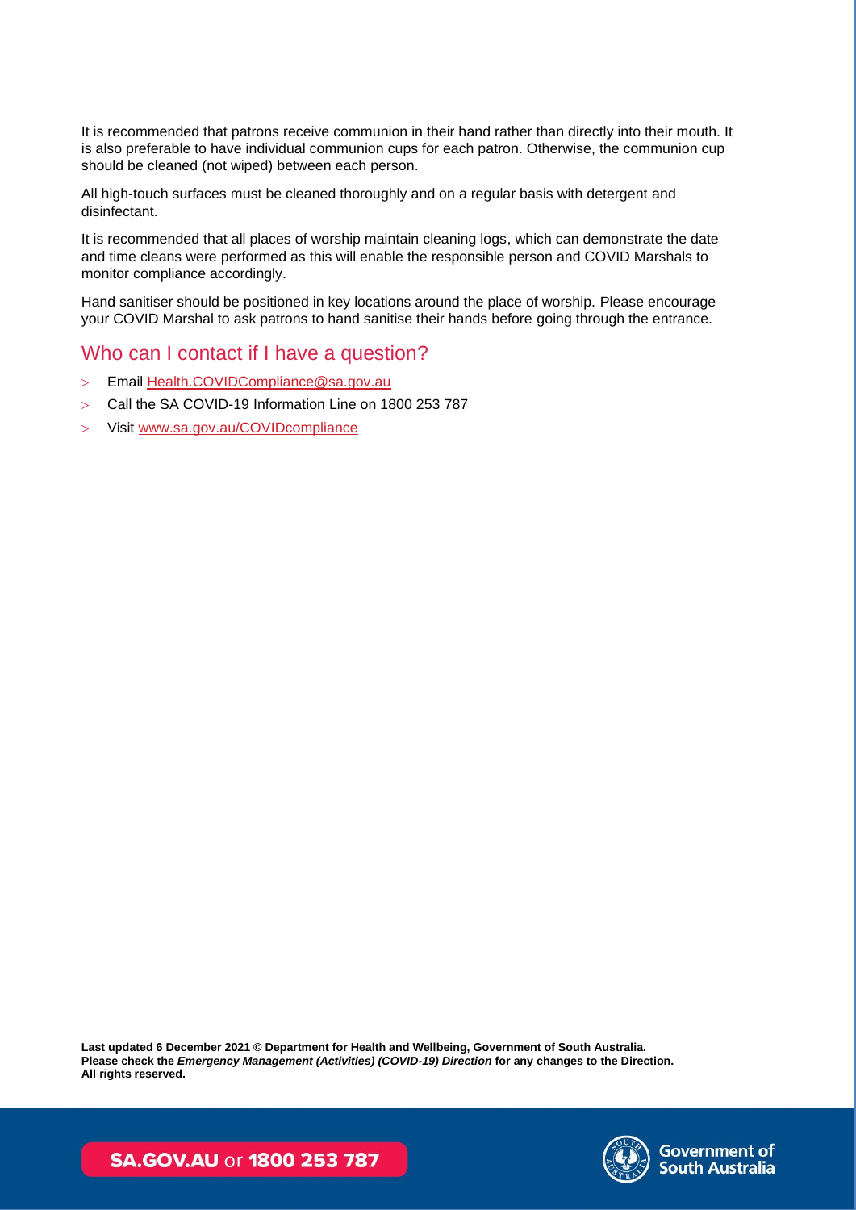It is recommended that patrons receive communion in their hand rather than directly into their mouth. It is also preferable to have individual communion cups for each patron. Otherwise, the communion cup should be cleaned (not wiped) between each person.

All high-touch surfaces must be cleaned thoroughly and on a regular basis with detergent and disinfectant.

It is recommended that all places of worship maintain cleaning logs, which can demonstrate the date and time cleans were performed as this will enable the responsible person and COVID Marshals to monitor compliance accordingly.

Hand sanitiser should be positioned in key locations around the place of worship. Please encourage your COVID Marshal to ask patrons to hand sanitise their hands before going through the entrance.

## Who can I contact if I have a question?

- Email Health.COVIDCompliance@sa.gov.au
- Call the SA COVID-19 Information Line on 1800 253 787
- Visit www.sa.gov.au/COVIDcompliance

**Last updated 6 December 2021 © Department for Health and Wellbeing, Government of South Australia.**
**Please check the *Emergency Management (Activities) (COVID-19) Direction* for any changes to the Direction.**
**All rights reserved.**

**SA.GOV.AU** or **1800 253 787**

Government of South Australia